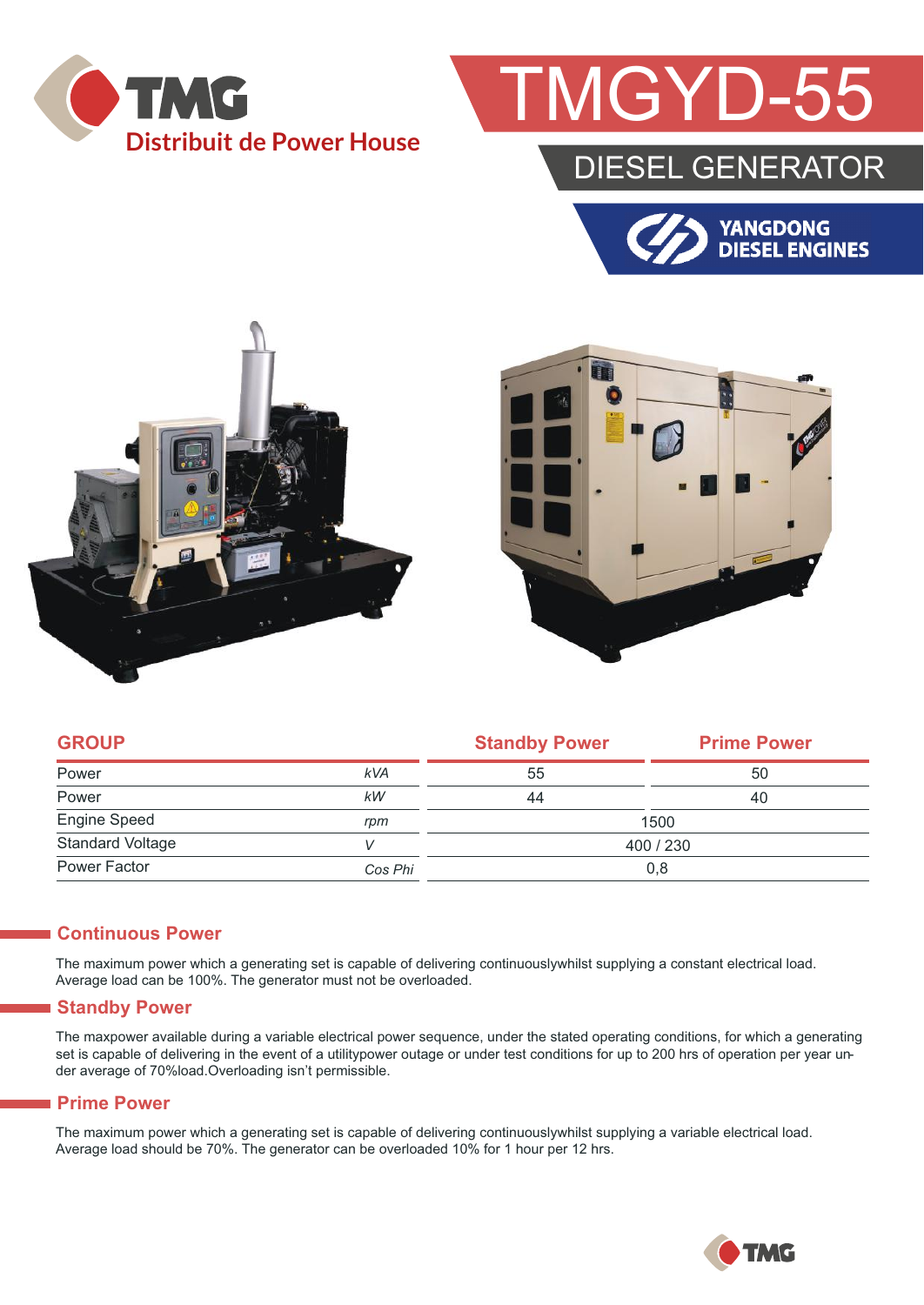TMG
Distribuit de Power House

# TMGYD-55

## DIESEL GENERATOR

YANGDONG DIESEL ENGINES

| GROUP | | Standby Power | Prime Power |
|---|---|---|---|
| Power | *kVA* | 55 | 50 |
| Power | *kW* | 44 | 40 |
| Engine Speed | *rpm* | 1500 | |
| Standard Voltage | *V* | 400 / 230 | |
| Power Factor | *Cos Phi* | 0,8 | |

## Continuous Power

The maximum power which a generating set is capable of delivering continuouslywhilst supplying a constant electrical load. Average load can be 100%. The generator must not be overloaded.

## Standby Power

The maxpower available during a variable electrical power sequence, under the stated operating conditions, for which a generating set is capable of delivering in the event of a utilitypower outage or under test conditions for up to 200 hrs of operation per year under average of 70%load.Overloading isn't permissible.

## Prime Power

The maximum power which a generating set is capable of delivering continuouslywhilst supplying a variable electrical load. Average load should be 70%. The generator can be overloaded 10% for 1 hour per 12 hrs.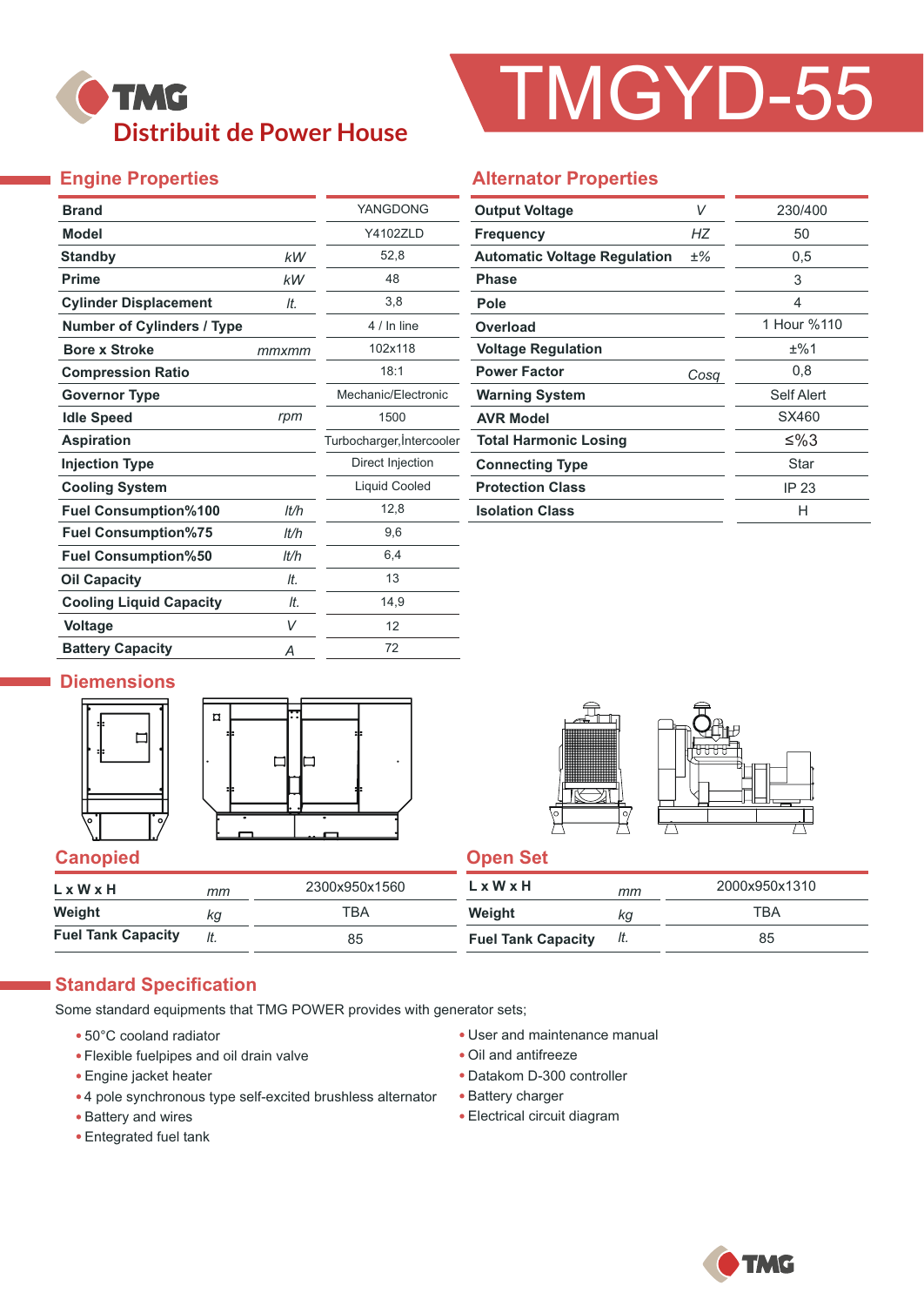# TMGYD-55

TMG
Distribuit de Power House

## Engine Properties

| Property | Unit | Value |
|---|---|---|
| Brand | | YANGDONG |
| Model | | Y4102ZLD |
| Standby | kW | 52,8 |
| Prime | kW | 48 |
| Cylinder Displacement | lt. | 3,8 |
| Number of Cylinders / Type | | 4 / In line |
| Bore x Stroke | mmxmm | 102x118 |
| Compression Ratio | | 18:1 |
| Governor Type | | Mechanic/Electronic |
| Idle Speed | rpm | 1500 |
| Aspiration | | Turbocharger,İntercooler |
| Injection Type | | Direct Injection |
| Cooling System | | Liquid Cooled |
| Fuel Consumption%100 | lt/h | 12,8 |
| Fuel Consumption%75 | lt/h | 9,6 |
| Fuel Consumption%50 | lt/h | 6,4 |
| Oil Capacity | lt. | 13 |
| Cooling Liquid Capacity | lt. | 14,9 |
| Voltage | V | 12 |
| Battery Capacity | A | 72 |

## Alternator Properties

| Property | Unit | Value |
|---|---|---|
| Output Voltage | V | 230/400 |
| Frequency | HZ | 50 |
| Automatic Voltage Regulation | ±% | 0,5 |
| Phase | | 3 |
| Pole | | 4 |
| Overload | | 1 Hour %110 |
| Voltage Regulation | | ±%1 |
| Power Factor | Cosq | 0,8 |
| Warning System | | Self Alert |
| AVR Model | | SX460 |
| Total Harmonic Losing | | ≤%3 |
| Connecting Type | | Star |
| Protection Class | | IP 23 |
| Isolation Class | | H |

## Diemensions

### Canopied

| | Unit | Value |
|---|---|---|
| L x W x H | mm | 2300x950x1560 |
| Weight | kg | TBA |
| Fuel Tank Capacity | lt. | 85 |

### Open Set

| | Unit | Value |
|---|---|---|
| L x W x H | mm | 2000x950x1310 |
| Weight | kg | TBA |
| Fuel Tank Capacity | lt. | 85 |

## Standard Specification

Some standard equipments that TMG POWER provides with generator sets;

- 50°C cooland radiator
- Flexible fuelpipes and oil drain valve
- Engine jacket heater
- 4 pole synchronous type self-excited brushless alternator
- Battery and wires
- Entegrated fuel tank
- User and maintenance manual
- Oil and antifreeze
- Datakom D-300 controller
- Battery charger
- Electrical circuit diagram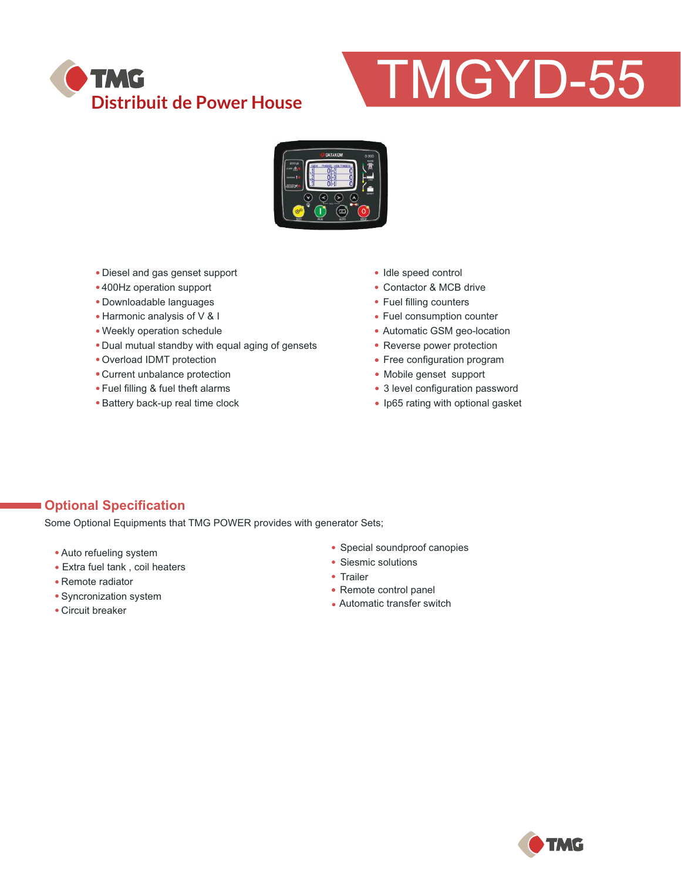# TMGYD-55

TMG
Distribuit de Power House

- Diesel and gas genset support
- 400Hz operation support
- Downloadable languages
- Harmonic analysis of V & I
- Weekly operation schedule
- Dual mutual standby with equal aging of gensets
- Overload IDMT protection
- Current unbalance protection
- Fuel filling & fuel theft alarms
- Battery back-up real time clock
- Idle speed control
- Contactor & MCB drive
- Fuel filling counters
- Fuel consumption counter
- Automatic GSM geo-location
- Reverse power protection
- Free configuration program
- Mobile genset support
- 3 level configuration password
- Ip65 rating with optional gasket

## Optional Specification

Some Optional Equipments that TMG POWER provides with generator Sets;

- Auto refueling system
- Extra fuel tank , coil heaters
- Remote radiator
- Syncronization system
- Circuit breaker
- Special soundproof canopies
- Siesmic solutions
- Trailer
- Remote control panel
- Automatic transfer switch